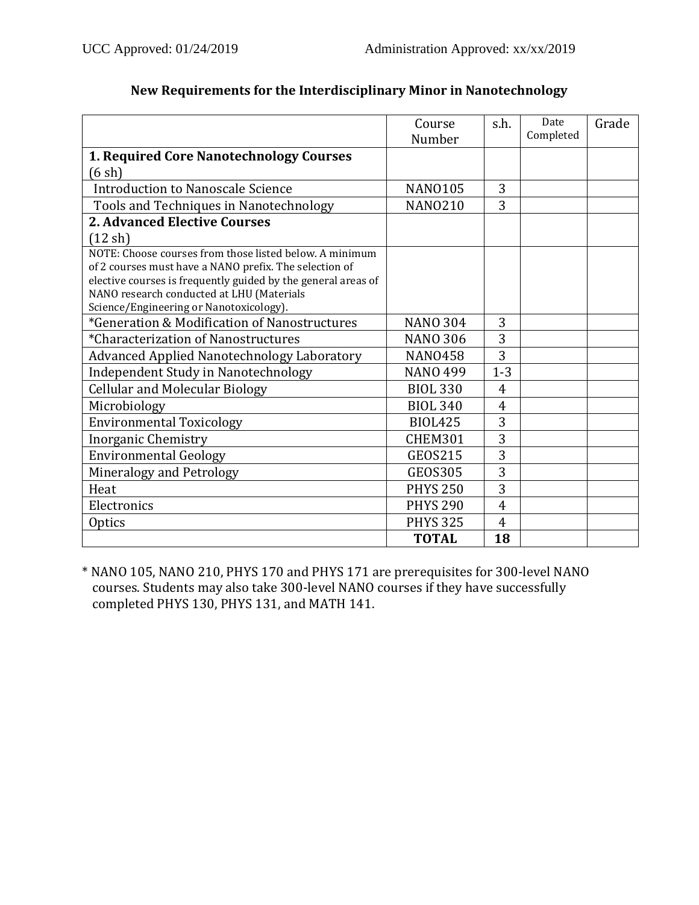UCC Approved: 01/24/2019 Administration Approved: xx/xx/2019

## New Requirements for the Interdisciplinary Minor in Nanotechnology

| | Course Number | s.h. | Date Completed | Grade |
|---|---|---|---|---|
| **1. Required Core Nanotechnology Courses** (6 sh) | | | | |
| Introduction to Nanoscale Science | NANO105 | 3 | | |
| Tools and Techniques in Nanotechnology | NANO210 | 3 | | |
| **2. Advanced Elective Courses** (12 sh) | | | | |
| NOTE: Choose courses from those listed below. A minimum of 2 courses must have a NANO prefix. The selection of elective courses is frequently guided by the general areas of NANO research conducted at LHU (Materials Science/Engineering or Nanotoxicology). | | | | |
| *Generation & Modification of Nanostructures | NANO 304 | 3 | | |
| *Characterization of Nanostructures | NANO 306 | 3 | | |
| Advanced Applied Nanotechnology Laboratory | NANO458 | 3 | | |
| Independent Study in Nanotechnology | NANO 499 | 1-3 | | |
| Cellular and Molecular Biology | BIOL 330 | 4 | | |
| Microbiology | BIOL 340 | 4 | | |
| Environmental Toxicology | BIOL425 | 3 | | |
| Inorganic Chemistry | CHEM301 | 3 | | |
| Environmental Geology | GEOS215 | 3 | | |
| Mineralogy and Petrology | GEOS305 | 3 | | |
| Heat | PHYS 250 | 3 | | |
| Electronics | PHYS 290 | 4 | | |
| Optics | PHYS 325 | 4 | | |
| | **TOTAL** | **18** | | |

* NANO 105, NANO 210, PHYS 170 and PHYS 171 are prerequisites for 300-level NANO courses. Students may also take 300-level NANO courses if they have successfully completed PHYS 130, PHYS 131, and MATH 141.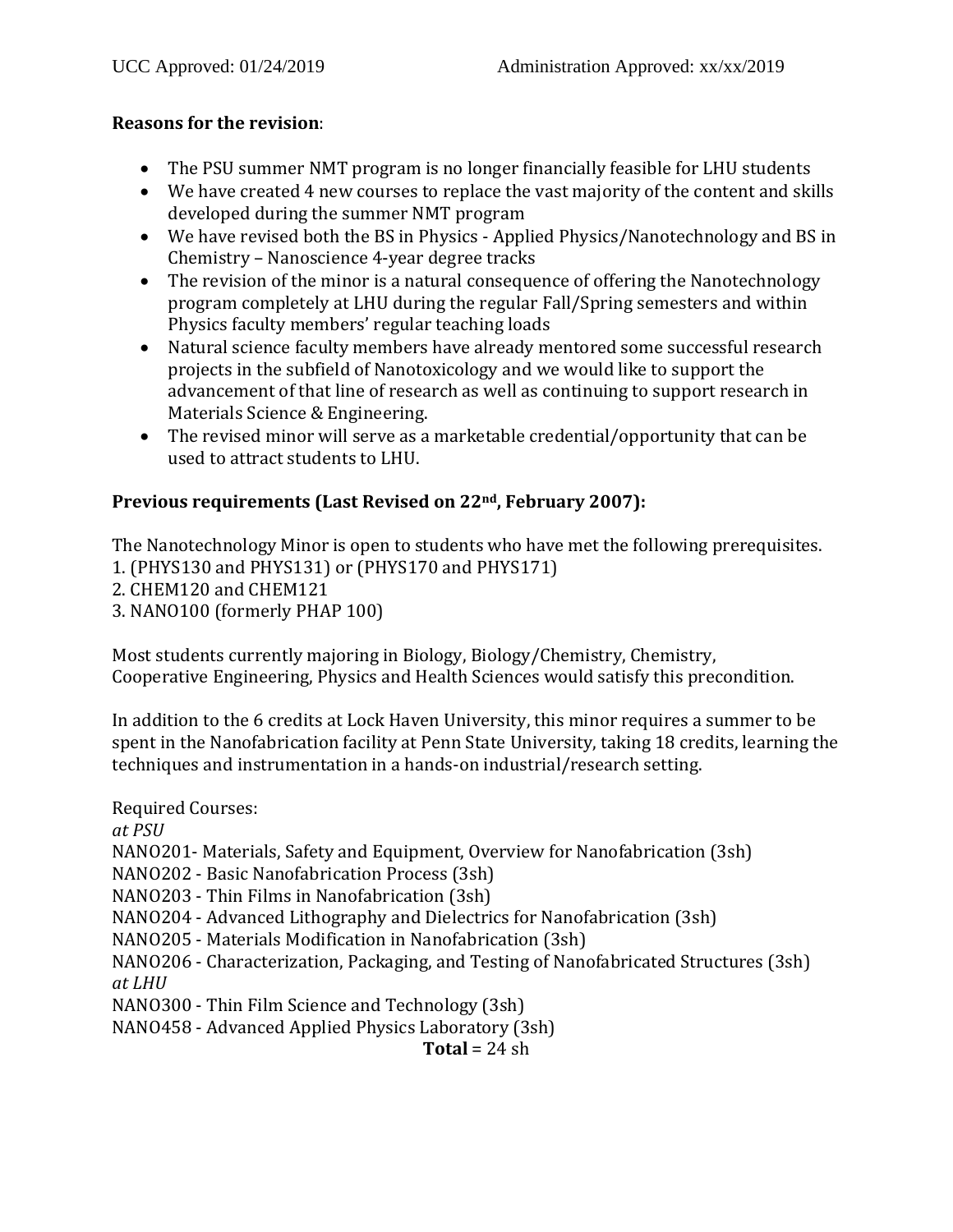UCC Approved: 01/24/2019 Administration Approved: xx/xx/2019

**Reasons for the revision**:

- The PSU summer NMT program is no longer financially feasible for LHU students
- We have created 4 new courses to replace the vast majority of the content and skills developed during the summer NMT program
- We have revised both the BS in Physics - Applied Physics/Nanotechnology and BS in Chemistry – Nanoscience 4-year degree tracks
- The revision of the minor is a natural consequence of offering the Nanotechnology program completely at LHU during the regular Fall/Spring semesters and within Physics faculty members' regular teaching loads
- Natural science faculty members have already mentored some successful research projects in the subfield of Nanotoxicology and we would like to support the advancement of that line of research as well as continuing to support research in Materials Science & Engineering.
- The revised minor will serve as a marketable credential/opportunity that can be used to attract students to LHU.

**Previous requirements (Last Revised on 22nd, February 2007):**

The Nanotechnology Minor is open to students who have met the following prerequisites.
1. (PHYS130 and PHYS131) or (PHYS170 and PHYS171)
2. CHEM120 and CHEM121
3. NANO100 (formerly PHAP 100)

Most students currently majoring in Biology, Biology/Chemistry, Chemistry, Cooperative Engineering, Physics and Health Sciences would satisfy this precondition.

In addition to the 6 credits at Lock Haven University, this minor requires a summer to be spent in the Nanofabrication facility at Penn State University, taking 18 credits, learning the techniques and instrumentation in a hands-on industrial/research setting.

Required Courses:
*at PSU*
NANO201- Materials, Safety and Equipment, Overview for Nanofabrication (3sh)
NANO202 - Basic Nanofabrication Process (3sh)
NANO203 - Thin Films in Nanofabrication (3sh)
NANO204 - Advanced Lithography and Dielectrics for Nanofabrication (3sh)
NANO205 - Materials Modification in Nanofabrication (3sh)
NANO206 - Characterization, Packaging, and Testing of Nanofabricated Structures (3sh)
*at LHU*
NANO300 - Thin Film Science and Technology (3sh)
NANO458 - Advanced Applied Physics Laboratory (3sh)

**Total** = 24 sh